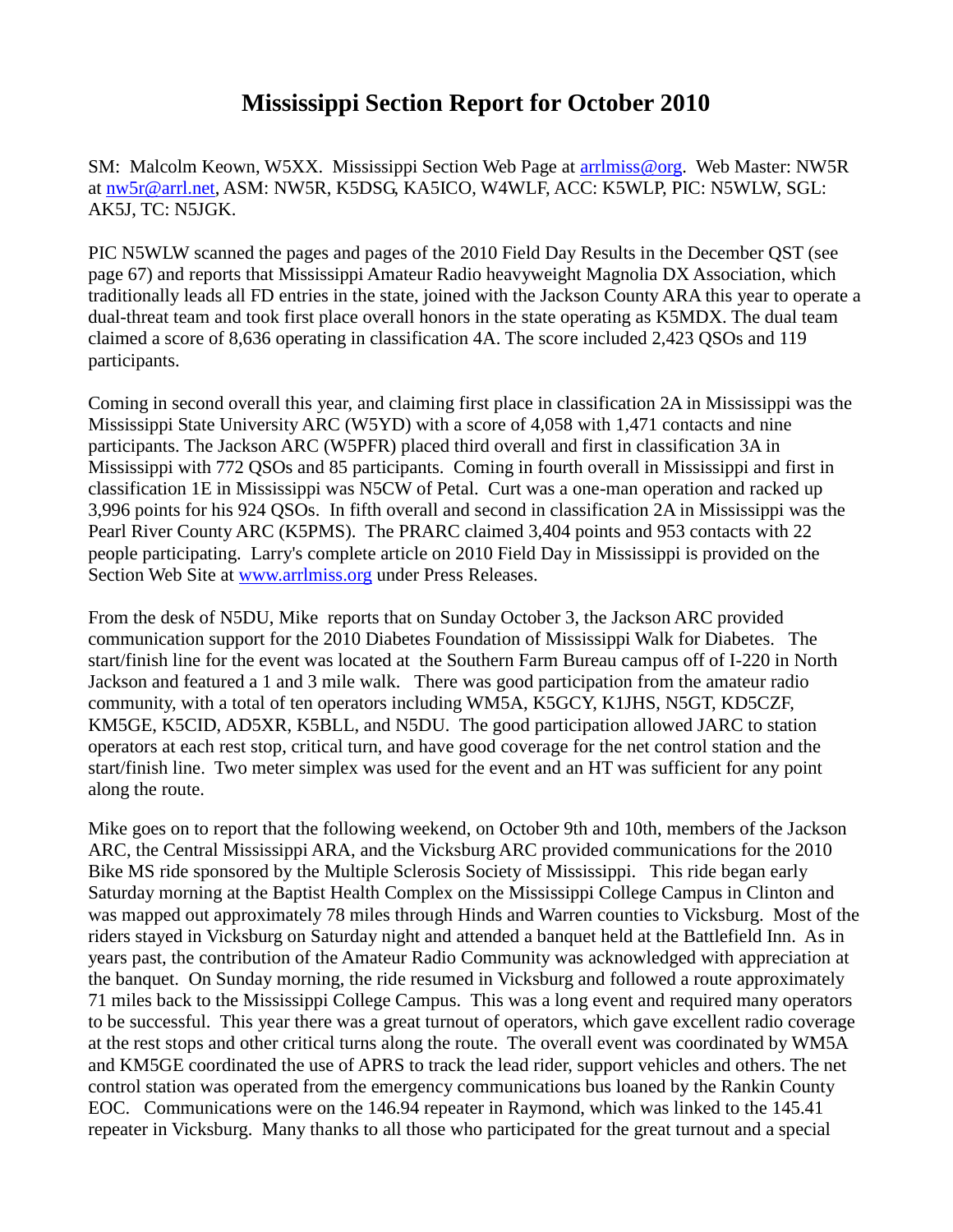# Mississippi Section Report for October 2010

SM: Malcolm Keown, W5XX. Mississippi Section Web Page at arrlmiss@org. Web Master: NW5R at nw5r@arrl.net, ASM: NW5R, K5DSG, KA5ICO, W4WLF, ACC: K5WLP, PIC: N5WLW, SGL: AK5J, TC: N5JGK.

PIC N5WLW scanned the pages and pages of the 2010 Field Day Results in the December QST (see page 67) and reports that Mississippi Amateur Radio heavyweight Magnolia DX Association, which traditionally leads all FD entries in the state, joined with the Jackson County ARA this year to operate a dual-threat team and took first place overall honors in the state operating as K5MDX. The dual team claimed a score of 8,636 operating in classification 4A. The score included 2,423 QSOs and 119 participants.

Coming in second overall this year, and claiming first place in classification 2A in Mississippi was the Mississippi State University ARC (W5YD) with a score of 4,058 with 1,471 contacts and nine participants. The Jackson ARC (W5PFR) placed third overall and first in classification 3A in Mississippi with 772 QSOs and 85 participants. Coming in fourth overall in Mississippi and first in classification 1E in Mississippi was N5CW of Petal. Curt was a one-man operation and racked up 3,996 points for his 924 QSOs. In fifth overall and second in classification 2A in Mississippi was the Pearl River County ARC (K5PMS). The PRARC claimed 3,404 points and 953 contacts with 22 people participating. Larry's complete article on 2010 Field Day in Mississippi is provided on the Section Web Site at www.arrlmiss.org under Press Releases.

From the desk of N5DU, Mike reports that on Sunday October 3, the Jackson ARC provided communication support for the 2010 Diabetes Foundation of Mississippi Walk for Diabetes. The start/finish line for the event was located at the Southern Farm Bureau campus off of I-220 in North Jackson and featured a 1 and 3 mile walk. There was good participation from the amateur radio community, with a total of ten operators including WM5A, K5GCY, K1JHS, N5GT, KD5CZF, KM5GE, K5CID, AD5XR, K5BLL, and N5DU. The good participation allowed JARC to station operators at each rest stop, critical turn, and have good coverage for the net control station and the start/finish line. Two meter simplex was used for the event and an HT was sufficient for any point along the route.

Mike goes on to report that the following weekend, on October 9th and 10th, members of the Jackson ARC, the Central Mississippi ARA, and the Vicksburg ARC provided communications for the 2010 Bike MS ride sponsored by the Multiple Sclerosis Society of Mississippi. This ride began early Saturday morning at the Baptist Health Complex on the Mississippi College Campus in Clinton and was mapped out approximately 78 miles through Hinds and Warren counties to Vicksburg. Most of the riders stayed in Vicksburg on Saturday night and attended a banquet held at the Battlefield Inn. As in years past, the contribution of the Amateur Radio Community was acknowledged with appreciation at the banquet. On Sunday morning, the ride resumed in Vicksburg and followed a route approximately 71 miles back to the Mississippi College Campus. This was a long event and required many operators to be successful. This year there was a great turnout of operators, which gave excellent radio coverage at the rest stops and other critical turns along the route. The overall event was coordinated by WM5A and KM5GE coordinated the use of APRS to track the lead rider, support vehicles and others. The net control station was operated from the emergency communications bus loaned by the Rankin County EOC. Communications were on the 146.94 repeater in Raymond, which was linked to the 145.41 repeater in Vicksburg. Many thanks to all those who participated for the great turnout and a special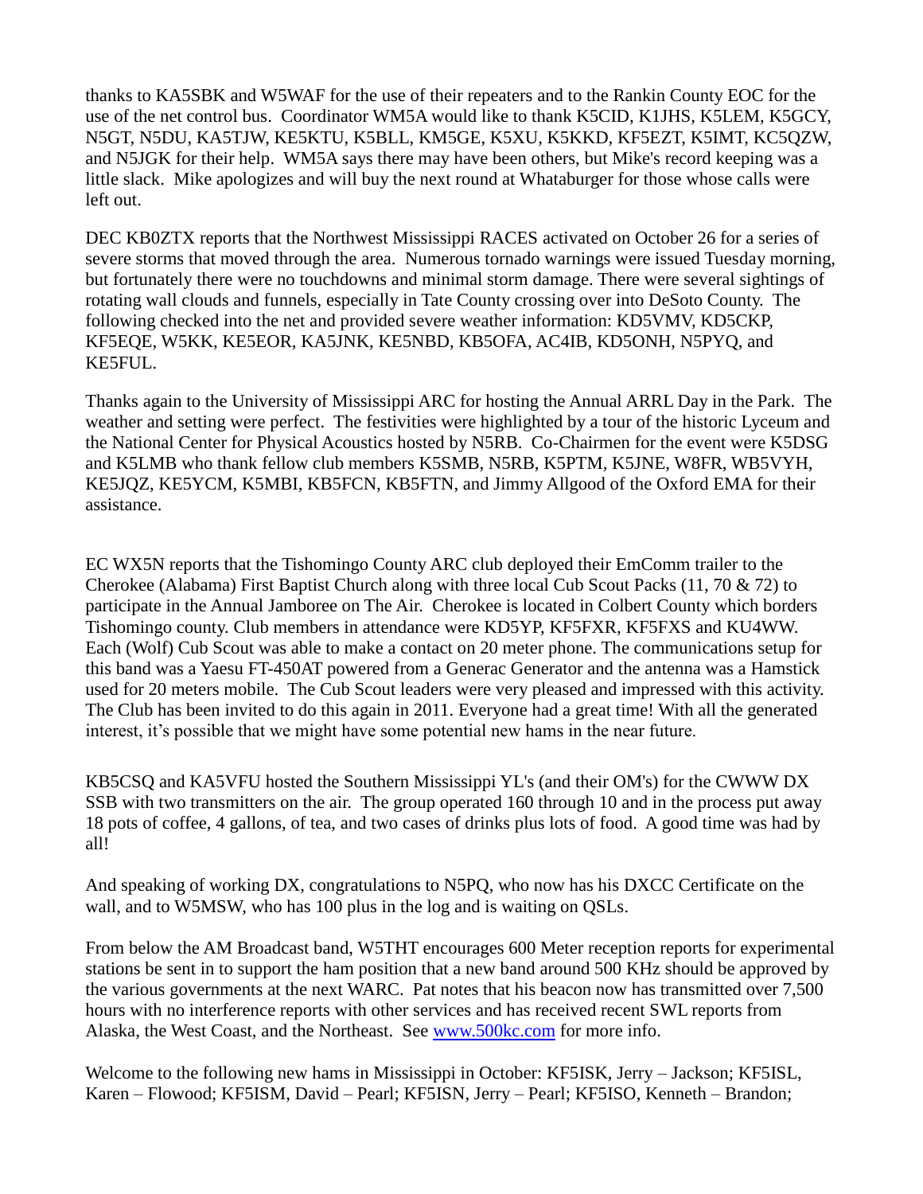thanks to KA5SBK and W5WAF for the use of their repeaters and to the Rankin County EOC for the use of the net control bus. Coordinator WM5A would like to thank K5CID, K1JHS, K5LEM, K5GCY, N5GT, N5DU, KA5TJW, KE5KTU, K5BLL, KM5GE, K5XU, K5KKD, KF5EZT, K5IMT, KC5QZW, and N5JGK for their help. WM5A says there may have been others, but Mike's record keeping was a little slack. Mike apologizes and will buy the next round at Whataburger for those whose calls were left out.

DEC KB0ZTX reports that the Northwest Mississippi RACES activated on October 26 for a series of severe storms that moved through the area. Numerous tornado warnings were issued Tuesday morning, but fortunately there were no touchdowns and minimal storm damage. There were several sightings of rotating wall clouds and funnels, especially in Tate County crossing over into DeSoto County. The following checked into the net and provided severe weather information: KD5VMV, KD5CKP, KF5EQE, W5KK, KE5EOR, KA5JNK, KE5NBD, KB5OFA, AC4IB, KD5ONH, N5PYQ, and KE5FUL.

Thanks again to the University of Mississippi ARC for hosting the Annual ARRL Day in the Park. The weather and setting were perfect. The festivities were highlighted by a tour of the historic Lyceum and the National Center for Physical Acoustics hosted by N5RB. Co-Chairmen for the event were K5DSG and K5LMB who thank fellow club members K5SMB, N5RB, K5PTM, K5JNE, W8FR, WB5VYH, KE5JQZ, KE5YCM, K5MBI, KB5FCN, KB5FTN, and Jimmy Allgood of the Oxford EMA for their assistance.

EC WX5N reports that the Tishomingo County ARC club deployed their EmComm trailer to the Cherokee (Alabama) First Baptist Church along with three local Cub Scout Packs (11, 70 & 72) to participate in the Annual Jamboree on The Air. Cherokee is located in Colbert County which borders Tishomingo county. Club members in attendance were KD5YP, KF5FXR, KF5FXS and KU4WW. Each (Wolf) Cub Scout was able to make a contact on 20 meter phone. The communications setup for this band was a Yaesu FT-450AT powered from a Generac Generator and the antenna was a Hamstick used for 20 meters mobile. The Cub Scout leaders were very pleased and impressed with this activity. The Club has been invited to do this again in 2011. Everyone had a great time! With all the generated interest, it's possible that we might have some potential new hams in the near future.

KB5CSQ and KA5VFU hosted the Southern Mississippi YL's (and their OM's) for the CWWW DX SSB with two transmitters on the air. The group operated 160 through 10 and in the process put away 18 pots of coffee, 4 gallons, of tea, and two cases of drinks plus lots of food. A good time was had by all!

And speaking of working DX, congratulations to N5PQ, who now has his DXCC Certificate on the wall, and to W5MSW, who has 100 plus in the log and is waiting on QSLs.

From below the AM Broadcast band, W5THT encourages 600 Meter reception reports for experimental stations be sent in to support the ham position that a new band around 500 KHz should be approved by the various governments at the next WARC. Pat notes that his beacon now has transmitted over 7,500 hours with no interference reports with other services and has received recent SWL reports from Alaska, the West Coast, and the Northeast. See [www.500kc.com](http://www.500kc.com) for more info.

Welcome to the following new hams in Mississippi in October: KF5ISK, Jerry – Jackson; KF5ISL, Karen – Flowood; KF5ISM, David – Pearl; KF5ISN, Jerry – Pearl; KF5ISO, Kenneth – Brandon;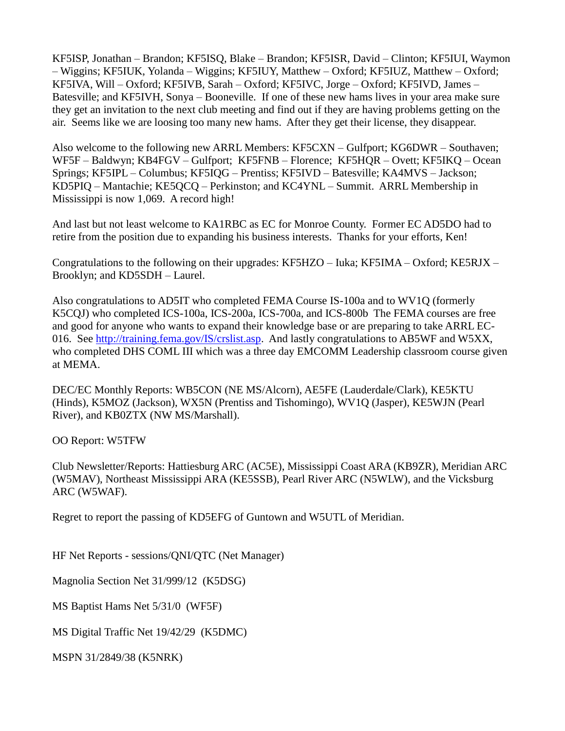KF5ISP, Jonathan – Brandon; KF5ISQ, Blake – Brandon; KF5ISR, David – Clinton; KF5IUI, Waymon – Wiggins; KF5IUK, Yolanda – Wiggins; KF5IUY, Matthew – Oxford; KF5IUZ, Matthew – Oxford; KF5IVA, Will – Oxford; KF5IVB, Sarah – Oxford; KF5IVC, Jorge – Oxford; KF5IVD, James – Batesville; and KF5IVH, Sonya – Booneville. If one of these new hams lives in your area make sure they get an invitation to the next club meeting and find out if they are having problems getting on the air. Seems like we are loosing too many new hams. After they get their license, they disappear.

Also welcome to the following new ARRL Members: KF5CXN – Gulfport; KG6DWR – Southaven; WF5F – Baldwyn; KB4FGV – Gulfport; KF5FNB – Florence; KF5HQR – Ovett; KF5IKQ – Ocean Springs; KF5IPL – Columbus; KF5IQG – Prentiss; KF5IVD – Batesville; KA4MVS – Jackson; KD5PIQ – Mantachie; KE5QCQ – Perkinston; and KC4YNL – Summit. ARRL Membership in Mississippi is now 1,069. A record high!

And last but not least welcome to KA1RBC as EC for Monroe County. Former EC AD5DO had to retire from the position due to expanding his business interests. Thanks for your efforts, Ken!

Congratulations to the following on their upgrades: KF5HZO – Iuka; KF5IMA – Oxford; KE5RJX – Brooklyn; and KD5SDH – Laurel.

Also congratulations to AD5IT who completed FEMA Course IS-100a and to WV1Q (formerly K5CQJ) who completed ICS-100a, ICS-200a, ICS-700a, and ICS-800b The FEMA courses are free and good for anyone who wants to expand their knowledge base or are preparing to take ARRL EC-016. See http://training.fema.gov/IS/crslist.asp. And lastly congratulations to AB5WF and W5XX, who completed DHS COML III which was a three day EMCOMM Leadership classroom course given at MEMA.

DEC/EC Monthly Reports: WB5CON (NE MS/Alcorn), AE5FE (Lauderdale/Clark), KE5KTU (Hinds), K5MOZ (Jackson), WX5N (Prentiss and Tishomingo), WV1Q (Jasper), KE5WJN (Pearl River), and KB0ZTX (NW MS/Marshall).

OO Report: W5TFW

Club Newsletter/Reports: Hattiesburg ARC (AC5E), Mississippi Coast ARA (KB9ZR), Meridian ARC (W5MAV), Northeast Mississippi ARA (KE5SSB), Pearl River ARC (N5WLW), and the Vicksburg ARC (W5WAF).

Regret to report the passing of KD5EFG of Guntown and W5UTL of Meridian.

HF Net Reports - sessions/QNI/QTC (Net Manager)

Magnolia Section Net 31/999/12 (K5DSG)

MS Baptist Hams Net 5/31/0 (WF5F)

MS Digital Traffic Net 19/42/29 (K5DMC)

MSPN 31/2849/38 (K5NRK)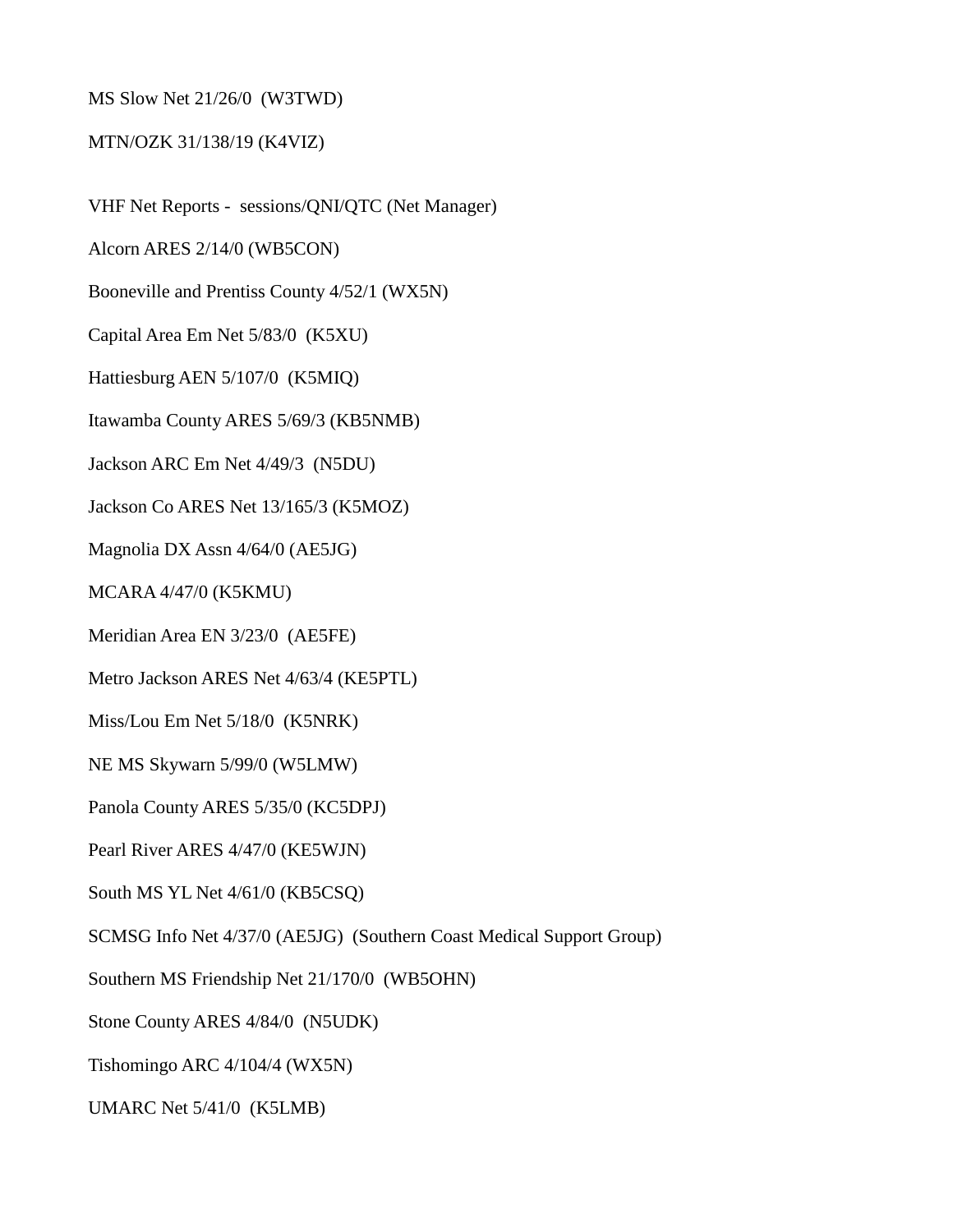MS Slow Net 21/26/0 (W3TWD)

MTN/OZK 31/138/19 (K4VIZ)

VHF Net Reports - sessions/QNI/QTC (Net Manager)

Alcorn ARES 2/14/0 (WB5CON)

Booneville and Prentiss County 4/52/1 (WX5N)

Capital Area Em Net 5/83/0 (K5XU)

Hattiesburg AEN 5/107/0 (K5MIQ)

Itawamba County ARES 5/69/3 (KB5NMB)

Jackson ARC Em Net 4/49/3 (N5DU)

Jackson Co ARES Net 13/165/3 (K5MOZ)

Magnolia DX Assn 4/64/0 (AE5JG)

MCARA 4/47/0 (K5KMU)

Meridian Area EN 3/23/0 (AE5FE)

Metro Jackson ARES Net 4/63/4 (KE5PTL)

Miss/Lou Em Net 5/18/0 (K5NRK)

NE MS Skywarn 5/99/0 (W5LMW)

Panola County ARES 5/35/0 (KC5DPJ)

Pearl River ARES 4/47/0 (KE5WJN)

South MS YL Net 4/61/0 (KB5CSQ)

SCMSG Info Net 4/37/0 (AE5JG) (Southern Coast Medical Support Group)

Southern MS Friendship Net 21/170/0 (WB5OHN)

Stone County ARES 4/84/0 (N5UDK)

Tishomingo ARC 4/104/4 (WX5N)

UMARC Net 5/41/0 (K5LMB)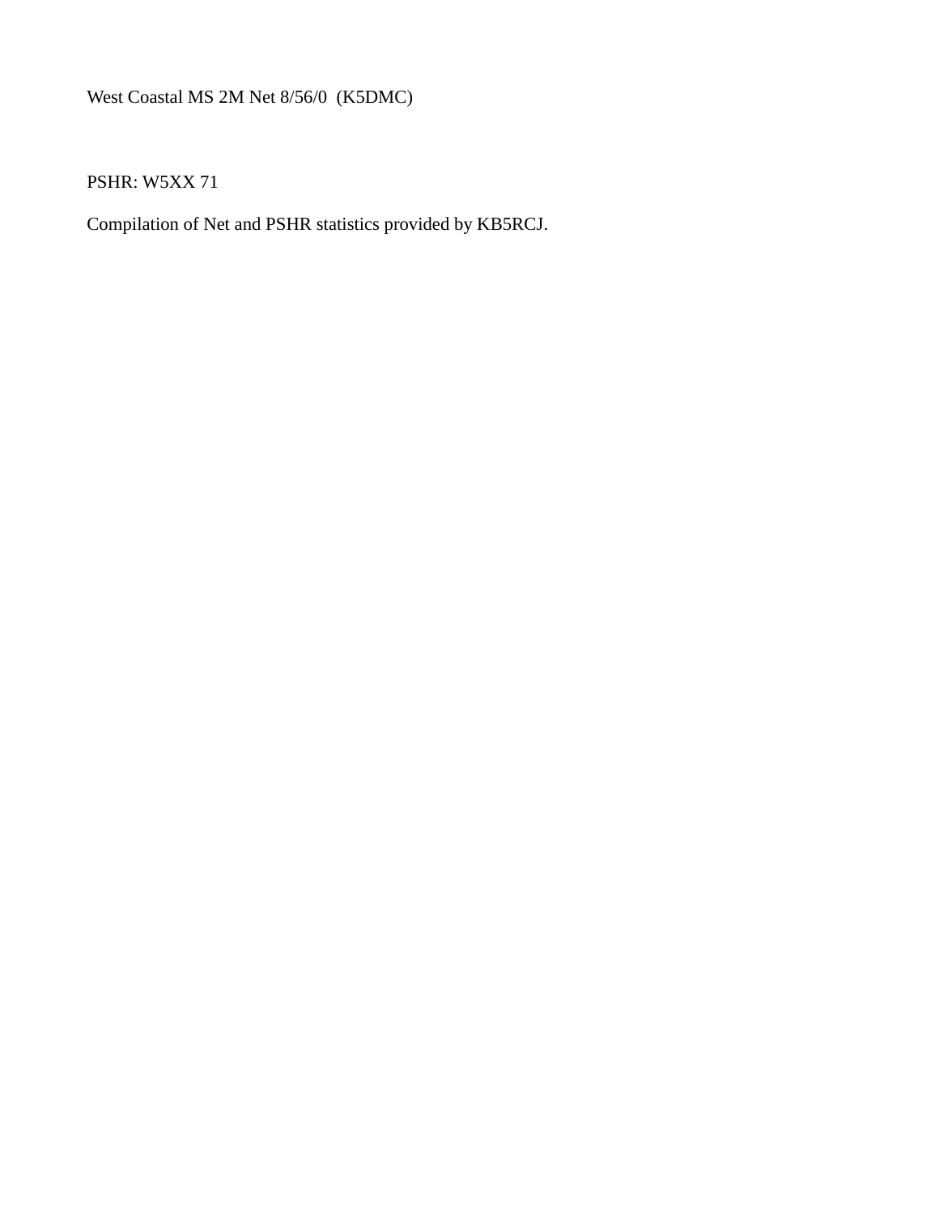West Coastal MS 2M Net 8/56/0 (K5DMC)

PSHR: W5XX 71

Compilation of Net and PSHR statistics provided by KB5RCJ.